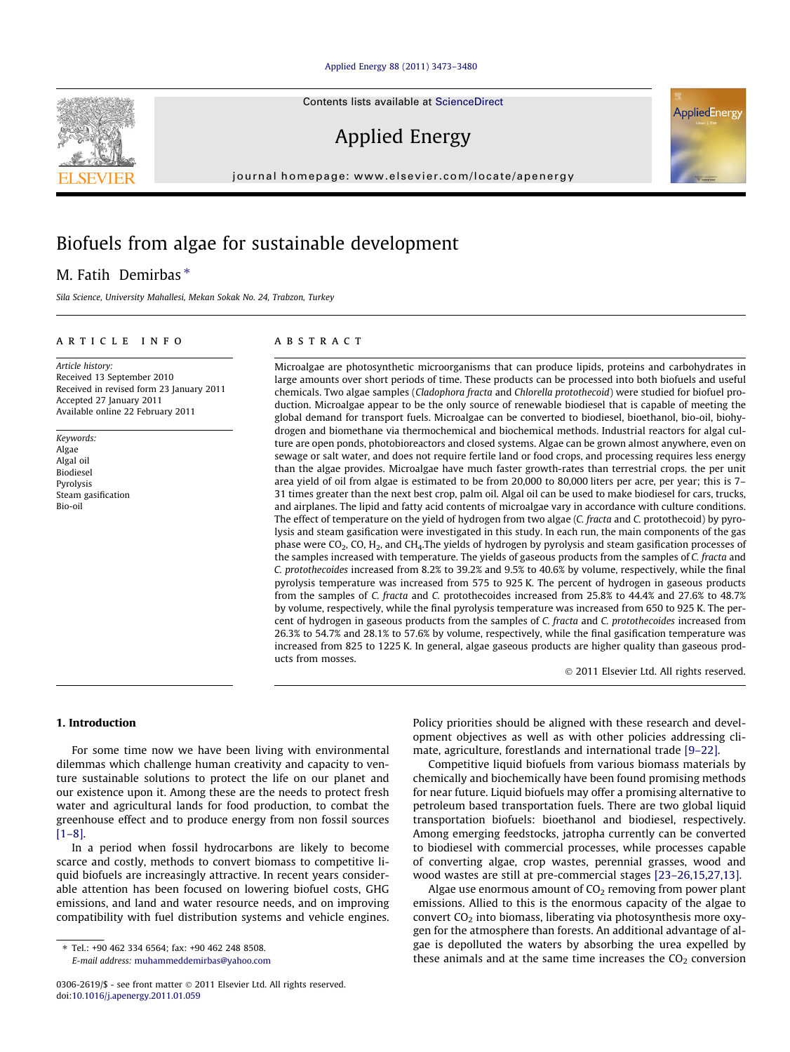# Biofuels from algae for sustainable development

M. Fatih Demirbas *

*Sila Science, University Mahallesi, Mekan Sokak No. 24, Trabzon, Turkey*

## ARTICLE INFO

*Article history:*
Received 13 September 2010
Received in revised form 23 January 2011
Accepted 27 January 2011
Available online 22 February 2011

*Keywords:*
Algae
Algal oil
Biodiesel
Pyrolysis
Steam gasification
Bio-oil

## ABSTRACT

Microalgae are photosynthetic microorganisms that can produce lipids, proteins and carbohydrates in large amounts over short periods of time. These products can be processed into both biofuels and useful chemicals. Two algae samples (*Cladophora fracta* and *Chlorella protothecoid*) were studied for biofuel production. Microalgae appear to be the only source of renewable biodiesel that is capable of meeting the global demand for transport fuels. Microalgae can be converted to biodiesel, bioethanol, bio-oil, biohydrogen and biomethane via thermochemical and biochemical methods. Industrial reactors for algal culture are open ponds, photobioreactors and closed systems. Algae can be grown almost anywhere, even on sewage or salt water, and does not require fertile land or food crops, and processing requires less energy than the algae provides. Microalgae have much faster growth-rates than terrestrial crops. the per unit area yield of oil from algae is estimated to be from 20,000 to 80,000 liters per acre, per year; this is 7–31 times greater than the next best crop, palm oil. Algal oil can be used to make biodiesel for cars, trucks, and airplanes. The lipid and fatty acid contents of microalgae vary in accordance with culture conditions. The effect of temperature on the yield of hydrogen from two algae (*C. fracta* and *C.* protothecoid) by pyrolysis and steam gasification were investigated in this study. In each run, the main components of the gas phase were $CO_2$, CO, $H_2$, and $CH_4$.The yields of hydrogen by pyrolysis and steam gasification processes of the samples increased with temperature. The yields of gaseous products from the samples of *C. fracta* and *C. protothecoides* increased from 8.2% to 39.2% and 9.5% to 40.6% by volume, respectively, while the final pyrolysis temperature was increased from 575 to 925 K. The percent of hydrogen in gaseous products from the samples of *C. fracta* and *C.* protothecoides increased from 25.8% to 44.4% and 27.6% to 48.7% by volume, respectively, while the final pyrolysis temperature was increased from 650 to 925 K. The percent of hydrogen in gaseous products from the samples of *C. fracta* and *C. protothecoides* increased from 26.3% to 54.7% and 28.1% to 57.6% by volume, respectively, while the final gasification temperature was increased from 825 to 1225 K. In general, algae gaseous products are higher quality than gaseous products from mosses.

© 2011 Elsevier Ltd. All rights reserved.

## 1. Introduction

For some time now we have been living with environmental dilemmas which challenge human creativity and capacity to venture sustainable solutions to protect the life on our planet and our existence upon it. Among these are the needs to protect fresh water and agricultural lands for food production, to combat the greenhouse effect and to produce energy from non fossil sources [1–8].

In a period when fossil hydrocarbons are likely to become scarce and costly, methods to convert biomass to competitive liquid biofuels are increasingly attractive. In recent years considerable attention has been focused on lowering biofuel costs, GHG emissions, and land and water resource needs, and on improving compatibility with fuel distribution systems and vehicle engines. Policy priorities should be aligned with these research and development objectives as well as with other policies addressing climate, agriculture, forestlands and international trade [9–22].

Competitive liquid biofuels from various biomass materials by chemically and biochemically have been found promising methods for near future. Liquid biofuels may offer a promising alternative to petroleum based transportation fuels. There are two global liquid transportation biofuels: bioethanol and biodiesel, respectively. Among emerging feedstocks, jatropha currently can be converted to biodiesel with commercial processes, while processes capable of converting algae, crop wastes, perennial grasses, wood and wood wastes are still at pre-commercial stages [23–26,15,27,13].

Algae use enormous amount of $CO_2$ removing from power plant emissions. Allied to this is the enormous capacity of the algae to convert $CO_2$ into biomass, liberating via photosynthesis more oxygen for the atmosphere than forests. An additional advantage of algae is depolluted the waters by absorbing the urea expelled by these animals and at the same time increases the $CO_2$ conversion

* Tel.: +90 462 334 6564; fax: +90 462 248 8508.
*E-mail address:* muhammeddemirbas@yahoo.com

0306-2619/$ - see front matter © 2011 Elsevier Ltd. All rights reserved.
doi:10.1016/j.apenergy.2011.01.059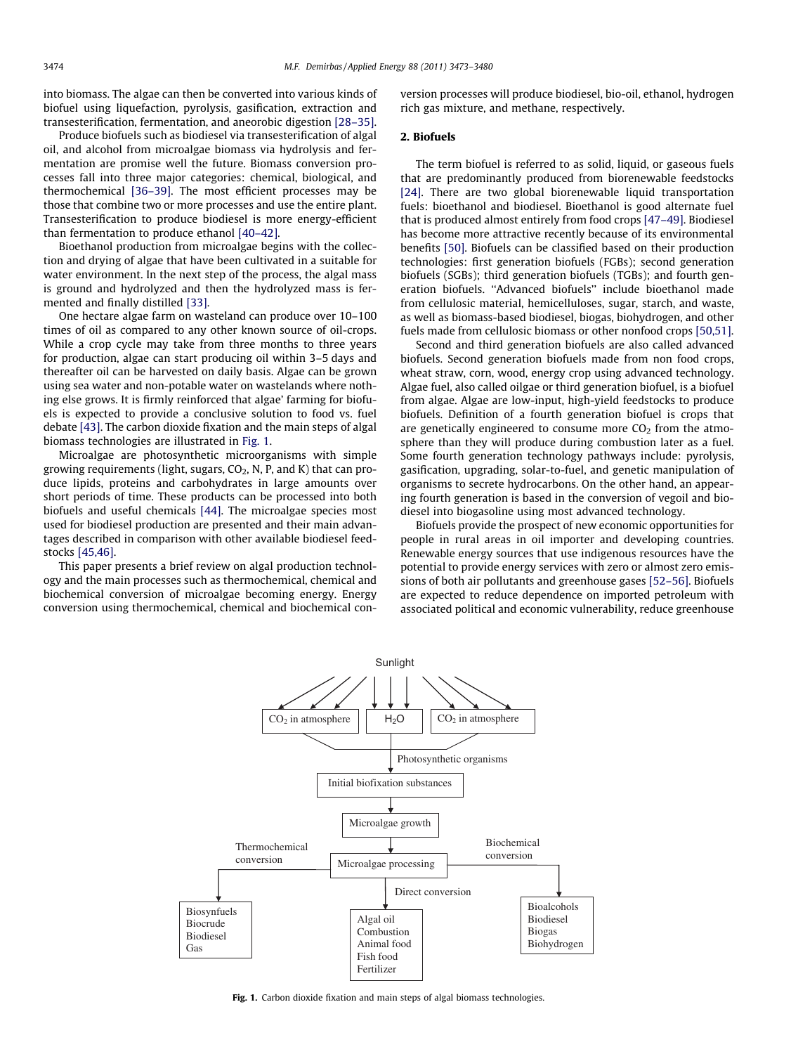into biomass. The algae can then be converted into various kinds of biofuel using liquefaction, pyrolysis, gasification, extraction and transesterification, fermentation, and aneorobic digestion [28–35].

Produce biofuels such as biodiesel via transesterification of algal oil, and alcohol from microalgae biomass via hydrolysis and fermentation are promise well the future. Biomass conversion processes fall into three major categories: chemical, biological, and thermochemical [36–39]. The most efficient processes may be those that combine two or more processes and use the entire plant. Transesterification to produce biodiesel is more energy-efficient than fermentation to produce ethanol [40–42].

Bioethanol production from microalgae begins with the collection and drying of algae that have been cultivated in a suitable for water environment. In the next step of the process, the algal mass is ground and hydrolyzed and then the hydrolyzed mass is fermented and finally distilled [33].

One hectare algae farm on wasteland can produce over 10–100 times of oil as compared to any other known source of oil-crops. While a crop cycle may take from three months to three years for production, algae can start producing oil within 3–5 days and thereafter oil can be harvested on daily basis. Algae can be grown using sea water and non-potable water on wastelands where nothing else grows. It is firmly reinforced that algae' farming for biofuels is expected to provide a conclusive solution to food vs. fuel debate [43]. The carbon dioxide fixation and the main steps of algal biomass technologies are illustrated in Fig. 1.

Microalgae are photosynthetic microorganisms with simple growing requirements (light, sugars, $CO_2$, N, P, and K) that can produce lipids, proteins and carbohydrates in large amounts over short periods of time. These products can be processed into both biofuels and useful chemicals [44]. The microalgae species most used for biodiesel production are presented and their main advantages described in comparison with other available biodiesel feedstocks [45,46].

This paper presents a brief review on algal production technology and the main processes such as thermochemical, chemical and biochemical conversion of microalgae becoming energy. Energy conversion using thermochemical, chemical and biochemical conversion processes will produce biodiesel, bio-oil, ethanol, hydrogen rich gas mixture, and methane, respectively.

## 2. Biofuels

The term biofuel is referred to as solid, liquid, or gaseous fuels that are predominantly produced from biorenewable feedstocks [24]. There are two global biorenewable liquid transportation fuels: bioethanol and biodiesel. Bioethanol is good alternate fuel that is produced almost entirely from food crops [47–49]. Biodiesel has become more attractive recently because of its environmental benefits [50]. Biofuels can be classified based on their production technologies: first generation biofuels (FGBs); second generation biofuels (SGBs); third generation biofuels (TGBs); and fourth generation biofuels. "Advanced biofuels" include bioethanol made from cellulosic material, hemicelluloses, sugar, starch, and waste, as well as biomass-based biodiesel, biogas, biohydrogen, and other fuels made from cellulosic biomass or other nonfood crops [50,51].

Second and third generation biofuels are also called advanced biofuels. Second generation biofuels made from non food crops, wheat straw, corn, wood, energy crop using advanced technology. Algae fuel, also called oilgae or third generation biofuel, is a biofuel from algae. Algae are low-input, high-yield feedstocks to produce biofuels. Definition of a fourth generation biofuel is crops that are genetically engineered to consume more $CO_2$ from the atmosphere than they will produce during combustion later as a fuel. Some fourth generation technology pathways include: pyrolysis, gasification, upgrading, solar-to-fuel, and genetic manipulation of organisms to secrete hydrocarbons. On the other hand, an appearing fourth generation is based in the conversion of vegoil and biodiesel into biogasoline using most advanced technology.

Biofuels provide the prospect of new economic opportunities for people in rural areas in oil importer and developing countries. Renewable energy sources that use indigenous resources have the potential to provide energy services with zero or almost zero emissions of both air pollutants and greenhouse gases [52–56]. Biofuels are expected to reduce dependence on imported petroleum with associated political and economic vulnerability, reduce greenhouse

Sunlight

$CO_2$ in atmosphere | $H_2O$ | $CO_2$ in atmosphere

Photosynthetic organisms

Initial biofixation substances

Microalgae growth

Microalgae processing

Thermochemical conversion: Biosynfuels, Biocrude, Biodiesel, Gas

Direct conversion: Algal oil, Combustion, Animal food, Fish food, Fertilizer

Biochemical conversion: Bioalcohols, Biodiesel, Biogas, Biohydrogen

**Fig. 1.** Carbon dioxide fixation and main steps of algal biomass technologies.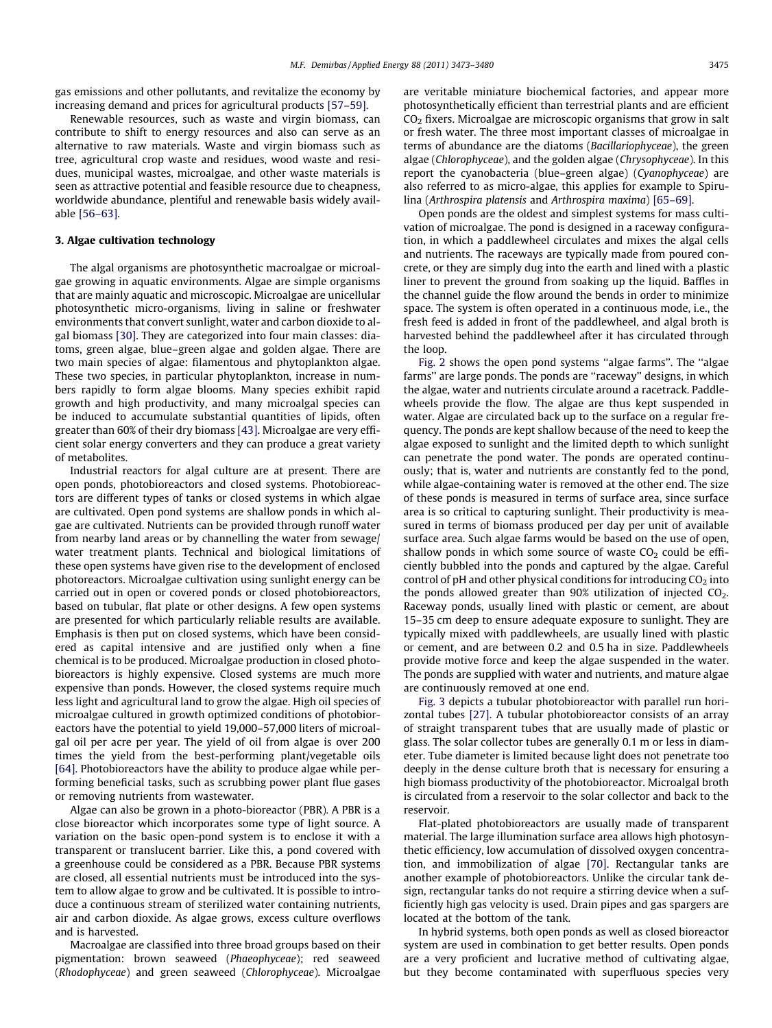gas emissions and other pollutants, and revitalize the economy by increasing demand and prices for agricultural products [57–59].

Renewable resources, such as waste and virgin biomass, can contribute to shift to energy resources and also can serve as an alternative to raw materials. Waste and virgin biomass such as tree, agricultural crop waste and residues, wood waste and residues, municipal wastes, microalgae, and other waste materials is seen as attractive potential and feasible resource due to cheapness, worldwide abundance, plentiful and renewable basis widely available [56–63].

## 3. Algae cultivation technology

The algal organisms are photosynthetic macroalgae or microalgae growing in aquatic environments. Algae are simple organisms that are mainly aquatic and microscopic. Microalgae are unicellular photosynthetic micro-organisms, living in saline or freshwater environments that convert sunlight, water and carbon dioxide to algal biomass [30]. They are categorized into four main classes: diatoms, green algae, blue–green algae and golden algae. There are two main species of algae: filamentous and phytoplankton algae. These two species, in particular phytoplankton, increase in numbers rapidly to form algae blooms. Many species exhibit rapid growth and high productivity, and many microalgal species can be induced to accumulate substantial quantities of lipids, often greater than 60% of their dry biomass [43]. Microalgae are very efficient solar energy converters and they can produce a great variety of metabolites.

Industrial reactors for algal culture are at present. There are open ponds, photobioreactors and closed systems. Photobioreactors are different types of tanks or closed systems in which algae are cultivated. Open pond systems are shallow ponds in which algae are cultivated. Nutrients can be provided through runoff water from nearby land areas or by channelling the water from sewage/water treatment plants. Technical and biological limitations of these open systems have given rise to the development of enclosed photoreactors. Microalgae cultivation using sunlight energy can be carried out in open or covered ponds or closed photobioreactors, based on tubular, flat plate or other designs. A few open systems are presented for which particularly reliable results are available. Emphasis is then put on closed systems, which have been considered as capital intensive and are justified only when a fine chemical is to be produced. Microalgae production in closed photobioreactors is highly expensive. Closed systems are much more expensive than ponds. However, the closed systems require much less light and agricultural land to grow the algae. High oil species of microalgae cultured in growth optimized conditions of photobioreactors have the potential to yield 19,000–57,000 liters of microalgal oil per acre per year. The yield of oil from algae is over 200 times the yield from the best-performing plant/vegetable oils [64]. Photobioreactors have the ability to produce algae while performing beneficial tasks, such as scrubbing power plant flue gases or removing nutrients from wastewater.

Algae can also be grown in a photo-bioreactor (PBR). A PBR is a close bioreactor which incorporates some type of light source. A variation on the basic open-pond system is to enclose it with a transparent or translucent barrier. Like this, a pond covered with a greenhouse could be considered as a PBR. Because PBR systems are closed, all essential nutrients must be introduced into the system to allow algae to grow and be cultivated. It is possible to introduce a continuous stream of sterilized water containing nutrients, air and carbon dioxide. As algae grows, excess culture overflows and is harvested.

Macroalgae are classified into three broad groups based on their pigmentation: brown seaweed (*Phaeophyceae*); red seaweed (*Rhodophyceae*) and green seaweed (*Chlorophyceae*). Microalgae are veritable miniature biochemical factories, and appear more photosynthetically efficient than terrestrial plants and are efficient $CO_2$ fixers. Microalgae are microscopic organisms that grow in salt or fresh water. The three most important classes of microalgae in terms of abundance are the diatoms (*Bacillariophyceae*), the green algae (*Chlorophyceae*), and the golden algae (*Chrysophyceae*). In this report the cyanobacteria (blue–green algae) (*Cyanophyceae*) are also referred to as micro-algae, this applies for example to Spirulina (*Arthrospira platensis* and *Arthrospira maxima*) [65–69].

Open ponds are the oldest and simplest systems for mass cultivation of microalgae. The pond is designed in a raceway configuration, in which a paddlewheel circulates and mixes the algal cells and nutrients. The raceways are typically made from poured concrete, or they are simply dug into the earth and lined with a plastic liner to prevent the ground from soaking up the liquid. Baffles in the channel guide the flow around the bends in order to minimize space. The system is often operated in a continuous mode, i.e., the fresh feed is added in front of the paddlewheel, and algal broth is harvested behind the paddlewheel after it has circulated through the loop.

Fig. 2 shows the open pond systems "algae farms". The "algae farms" are large ponds. The ponds are "raceway" designs, in which the algae, water and nutrients circulate around a racetrack. Paddlewheels provide the flow. The algae are thus kept suspended in water. Algae are circulated back up to the surface on a regular frequency. The ponds are kept shallow because of the need to keep the algae exposed to sunlight and the limited depth to which sunlight can penetrate the pond water. The ponds are operated continuously; that is, water and nutrients are constantly fed to the pond, while algae-containing water is removed at the other end. The size of these ponds is measured in terms of surface area, since surface area is so critical to capturing sunlight. Their productivity is measured in terms of biomass produced per day per unit of available surface area. Such algae farms would be based on the use of open, shallow ponds in which some source of waste $CO_2$ could be efficiently bubbled into the ponds and captured by the algae. Careful control of pH and other physical conditions for introducing $CO_2$ into the ponds allowed greater than 90% utilization of injected $CO_2$. Raceway ponds, usually lined with plastic or cement, are about 15–35 cm deep to ensure adequate exposure to sunlight. They are typically mixed with paddlewheels, are usually lined with plastic or cement, and are between 0.2 and 0.5 ha in size. Paddlewheels provide motive force and keep the algae suspended in the water. The ponds are supplied with water and nutrients, and mature algae are continuously removed at one end.

Fig. 3 depicts a tubular photobioreactor with parallel run horizontal tubes [27]. A tubular photobioreactor consists of an array of straight transparent tubes that are usually made of plastic or glass. The solar collector tubes are generally 0.1 m or less in diameter. Tube diameter is limited because light does not penetrate too deeply in the dense culture broth that is necessary for ensuring a high biomass productivity of the photobioreactor. Microalgal broth is circulated from a reservoir to the solar collector and back to the reservoir.

Flat-plated photobioreactors are usually made of transparent material. The large illumination surface area allows high photosynthetic efficiency, low accumulation of dissolved oxygen concentration, and immobilization of algae [70]. Rectangular tanks are another example of photobioreactors. Unlike the circular tank design, rectangular tanks do not require a stirring device when a sufficiently high gas velocity is used. Drain pipes and gas spargers are located at the bottom of the tank.

In hybrid systems, both open ponds as well as closed bioreactor system are used in combination to get better results. Open ponds are a very proficient and lucrative method of cultivating algae, but they become contaminated with superfluous species very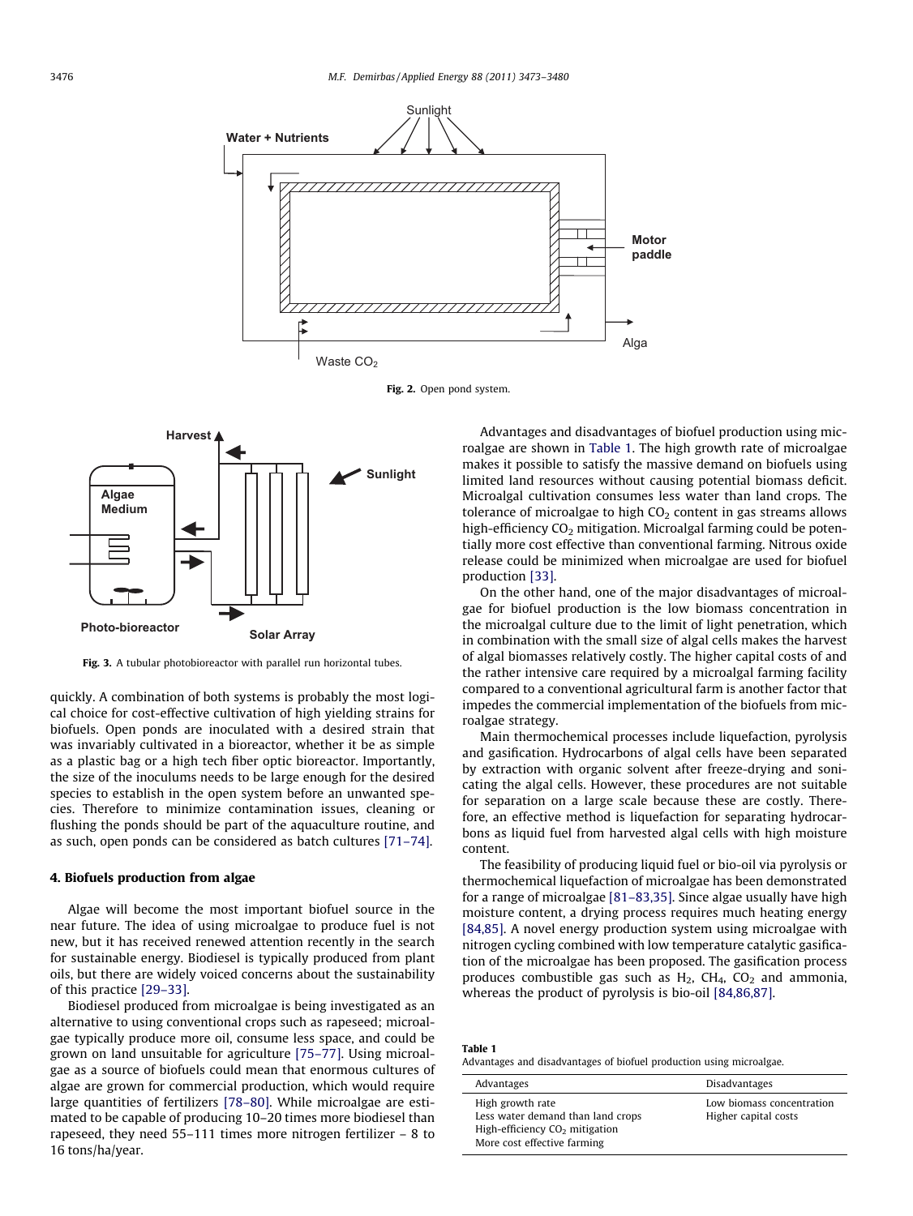Fig. 2. Open pond system.

Fig. 3. A tubular photobioreactor with parallel run horizontal tubes.

quickly. A combination of both systems is probably the most logical choice for cost-effective cultivation of high yielding strains for biofuels. Open ponds are inoculated with a desired strain that was invariably cultivated in a bioreactor, whether it be as simple as a plastic bag or a high tech fiber optic bioreactor. Importantly, the size of the inoculums needs to be large enough for the desired species to establish in the open system before an unwanted species. Therefore to minimize contamination issues, cleaning or flushing the ponds should be part of the aquaculture routine, and as such, open ponds can be considered as batch cultures [71–74].

## 4. Biofuels production from algae

Algae will become the most important biofuel source in the near future. The idea of using microalgae to produce fuel is not new, but it has received renewed attention recently in the search for sustainable energy. Biodiesel is typically produced from plant oils, but there are widely voiced concerns about the sustainability of this practice [29–33].

Biodiesel produced from microalgae is being investigated as an alternative to using conventional crops such as rapeseed; microalgae typically produce more oil, consume less space, and could be grown on land unsuitable for agriculture [75–77]. Using microalgae as a source of biofuels could mean that enormous cultures of algae are grown for commercial production, which would require large quantities of fertilizers [78–80]. While microalgae are estimated to be capable of producing 10–20 times more biodiesel than rapeseed, they need 55–111 times more nitrogen fertilizer – 8 to 16 tons/ha/year.

Advantages and disadvantages of biofuel production using microalgae are shown in Table 1. The high growth rate of microalgae makes it possible to satisfy the massive demand on biofuels using limited land resources without causing potential biomass deficit. Microalgal cultivation consumes less water than land crops. The tolerance of microalgae to high $CO_2$ content in gas streams allows high-efficiency $CO_2$ mitigation. Microalgal farming could be potentially more cost effective than conventional farming. Nitrous oxide release could be minimized when microalgae are used for biofuel production [33].

On the other hand, one of the major disadvantages of microalgae for biofuel production is the low biomass concentration in the microalgal culture due to the limit of light penetration, which in combination with the small size of algal cells makes the harvest of algal biomasses relatively costly. The higher capital costs of and the rather intensive care required by a microalgal farming facility compared to a conventional agricultural farm is another factor that impedes the commercial implementation of the biofuels from microalgae strategy.

Main thermochemical processes include liquefaction, pyrolysis and gasification. Hydrocarbons of algal cells have been separated by extraction with organic solvent after freeze-drying and sonicating the algal cells. However, these procedures are not suitable for separation on a large scale because these are costly. Therefore, an effective method is liquefaction for separating hydrocarbons as liquid fuel from harvested algal cells with high moisture content.

The feasibility of producing liquid fuel or bio-oil via pyrolysis or thermochemical liquefaction of microalgae has been demonstrated for a range of microalgae [81–83,35]. Since algae usually have high moisture content, a drying process requires much heating energy [84,85]. A novel energy production system using microalgae with nitrogen cycling combined with low temperature catalytic gasification of the microalgae has been proposed. The gasification process produces combustible gas such as $H_2$, $CH_4$, $CO_2$ and ammonia, whereas the product of pyrolysis is bio-oil [84,86,87].

**Table 1**
Advantages and disadvantages of biofuel production using microalgae.

| Advantages | Disadvantages |
| --- | --- |
| High growth rate | Low biomass concentration |
| Less water demand than land crops | Higher capital costs |
| High-efficiency $CO_2$ mitigation | |
| More cost effective farming | |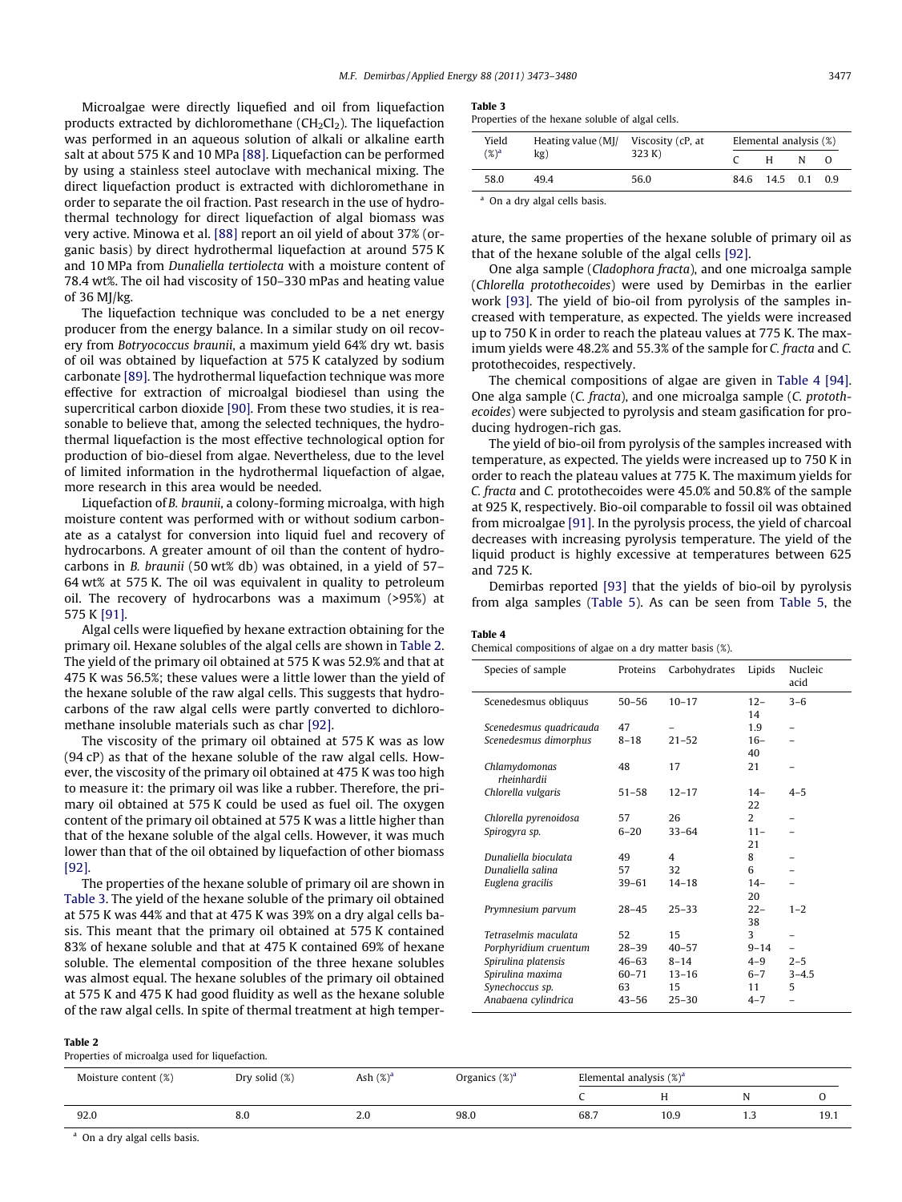Microalgae were directly liquefied and oil from liquefaction products extracted by dichloromethane ($CH_2Cl_2$). The liquefaction was performed in an aqueous solution of alkali or alkaline earth salt at about 575 K and 10 MPa [88]. Liquefaction can be performed by using a stainless steel autoclave with mechanical mixing. The direct liquefaction product is extracted with dichloromethane in order to separate the oil fraction. Past research in the use of hydrothermal technology for direct liquefaction of algal biomass was very active. Minowa et al. [88] report an oil yield of about 37% (organic basis) by direct hydrothermal liquefaction at around 575 K and 10 MPa from *Dunaliella tertiolecta* with a moisture content of 78.4 wt%. The oil had viscosity of 150–330 mPas and heating value of 36 MJ/kg.

The liquefaction technique was concluded to be a net energy producer from the energy balance. In a similar study on oil recovery from *Botryococcus braunii*, a maximum yield 64% dry wt. basis of oil was obtained by liquefaction at 575 K catalyzed by sodium carbonate [89]. The hydrothermal liquefaction technique was more effective for extraction of microalgal biodiesel than using the supercritical carbon dioxide [90]. From these two studies, it is reasonable to believe that, among the selected techniques, the hydrothermal liquefaction is the most effective technological option for production of bio-diesel from algae. Nevertheless, due to the level of limited information in the hydrothermal liquefaction of algae, more research in this area would be needed.

Liquefaction of *B. braunii*, a colony-forming microalga, with high moisture content was performed with or without sodium carbonate as a catalyst for conversion into liquid fuel and recovery of hydrocarbons. A greater amount of oil than the content of hydrocarbons in *B. braunii* (50 wt% db) was obtained, in a yield of 57–64 wt% at 575 K. The oil was equivalent in quality to petroleum oil. The recovery of hydrocarbons was a maximum (>95%) at 575 K [91].

Algal cells were liquefied by hexane extraction obtaining for the primary oil. Hexane solubles of the algal cells are shown in Table 2. The yield of the primary oil obtained at 575 K was 52.9% and that at 475 K was 56.5%; these values were a little lower than the yield of the hexane soluble of the raw algal cells. This suggests that hydrocarbons of the raw algal cells were partly converted to dichloromethane insoluble materials such as char [92].

The viscosity of the primary oil obtained at 575 K was as low (94 cP) as that of the hexane soluble of the raw algal cells. However, the viscosity of the primary oil obtained at 475 K was too high to measure it: the primary oil was like a rubber. Therefore, the primary oil obtained at 575 K could be used as fuel oil. The oxygen content of the primary oil obtained at 575 K was a little higher than that of the hexane soluble of the algal cells. However, it was much lower than that of the oil obtained by liquefaction of other biomass [92].

The properties of the hexane soluble of primary oil are shown in Table 3. The yield of the hexane soluble of the primary oil obtained at 575 K was 44% and that at 475 K was 39% on a dry algal cells basis. This meant that the primary oil obtained at 575 K contained 83% of hexane soluble and that at 475 K contained 69% of hexane soluble. The elemental composition of the three hexane solubles was almost equal. The hexane solubles of the primary oil obtained at 575 K and 475 K had good fluidity as well as the hexane soluble of the raw algal cells. In spite of thermal treatment at high temperature, the same properties of the hexane soluble of primary oil as that of the hexane soluble of the algal cells [92].

**Table 3**
Properties of the hexane soluble of algal cells.

| Yield (%)[a] | Heating value (MJ/kg) | Viscosity (cP, at 323 K) | Elemental analysis (%) | | | |
|---|---|---|---|---|---|---|
| | | | C | H | N | O |
| 58.0 | 49.4 | 56.0 | 84.6 | 14.5 | 0.1 | 0.9 |

[a] On a dry algal cells basis.

One alga sample (*Cladophora fracta*), and one microalga sample (*Chlorella protothecoides*) were used by Demirbas in the earlier work [93]. The yield of bio-oil from pyrolysis of the samples increased with temperature, as expected. The yields were increased up to 750 K in order to reach the plateau values at 775 K. The maximum yields were 48.2% and 55.3% of the sample for *C. fracta* and *C. protothecoides*, respectively.

The chemical compositions of algae are given in Table 4 [94]. One alga sample (*C. fracta*), and one microalga sample (*C. protothecoides*) were subjected to pyrolysis and steam gasification for producing hydrogen-rich gas.

The yield of bio-oil from pyrolysis of the samples increased with temperature, as expected. The yields were increased up to 750 K in order to reach the plateau values at 775 K. The maximum yields for *C. fracta* and *C. protothecoides* were 45.0% and 50.8% of the sample at 925 K, respectively. Bio-oil comparable to fossil oil was obtained from microalgae [91]. In the pyrolysis process, the yield of charcoal decreases with increasing pyrolysis temperature. The yield of the liquid product is highly excessive at temperatures between 625 and 725 K.

Demirbas reported [93] that the yields of bio-oil by pyrolysis from alga samples (Table 5). As can be seen from Table 5, the

**Table 4**
Chemical compositions of algae on a dry matter basis (%).

| Species of sample | Proteins | Carbohydrates | Lipids | Nucleic acid |
|---|---|---|---|---|
| *Scenedesmus obliquus* | 50–56 | 10–17 | 12–14 | 3–6 |
| *Scenedesmus quadricauda* | 47 | – | 1.9 | – |
| *Scenedesmus dimorphus* | 8–18 | 21–52 | 16–40 | – |
| *Chlamydomonas rheinhardii* | 48 | 17 | 21 | – |
| *Chlorella vulgaris* | 51–58 | 12–17 | 14–22 | 4–5 |
| *Chlorella pyrenoidosa* | 57 | 26 | 2 | – |
| *Spirogyra sp.* | 6–20 | 33–64 | 11–21 | – |
| *Dunaliella bioculata* | 49 | 4 | 8 | – |
| *Dunaliella salina* | 57 | 32 | 6 | – |
| *Euglena gracilis* | 39–61 | 14–18 | 14–20 | – |
| *Prymnesium parvum* | 28–45 | 25–33 | 22–38 | 1–2 |
| *Tetraselmis maculata* | 52 | 15 | 3 | – |
| *Porphyridium cruentum* | 28–39 | 40–57 | 9–14 | – |
| *Spirulina platensis* | 46–63 | 8–14 | 4–9 | 2–5 |
| *Spirulina maxima* | 60–71 | 13–16 | 6–7 | 3–4.5 |
| *Synechoccus sp.* | 63 | 15 | 11 | 5 |
| *Anabaena cylindrica* | 43–56 | 25–30 | 4–7 | – |

**Table 2**
Properties of microalga used for liquefaction.

| Moisture content (%) | Dry solid (%) | Ash (%)[a] | Organics (%)[a] | Elemental analysis (%)[a] | | | |
|---|---|---|---|---|---|---|---|
| | | | | C | H | N | O |
| 92.0 | 8.0 | 2.0 | 98.0 | 68.7 | 10.9 | 1.3 | 19.1 |

[a] On a dry algal cells basis.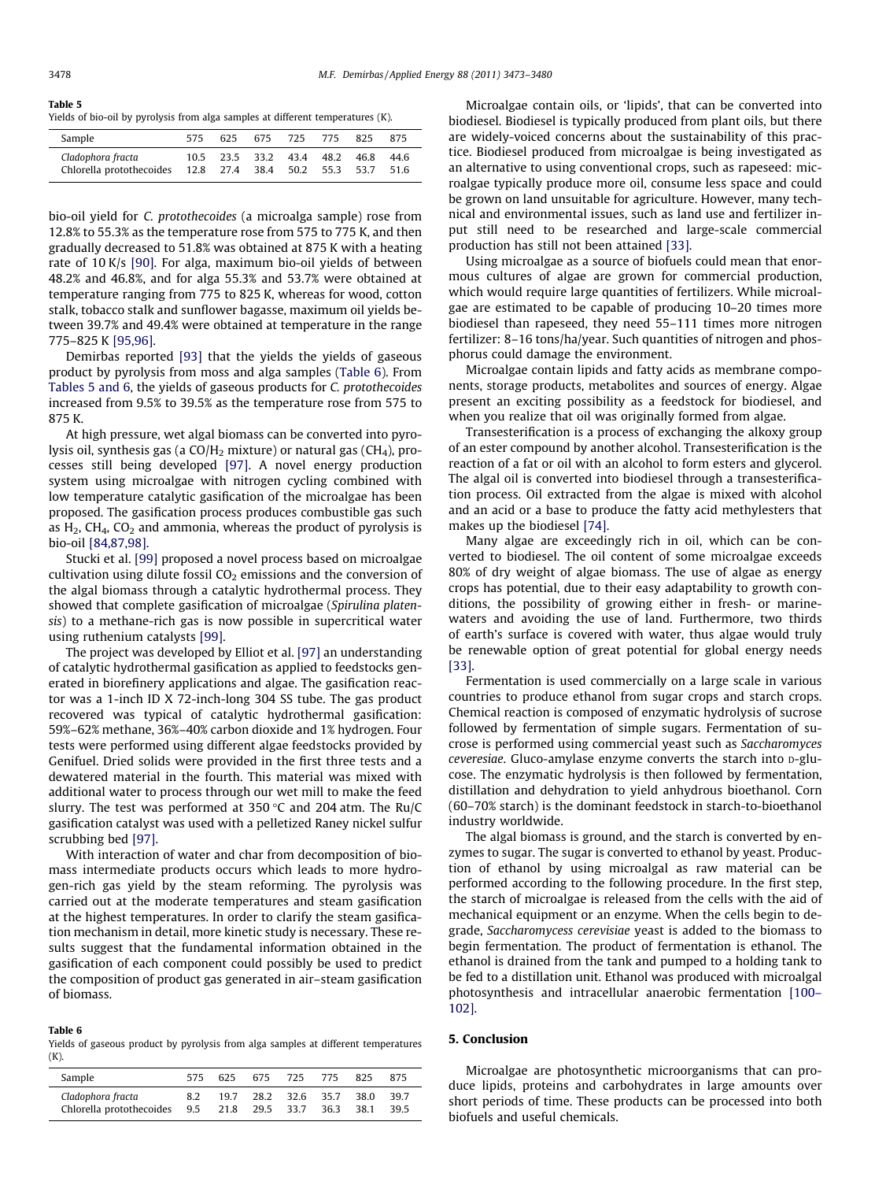Table 5
Yields of bio-oil by pyrolysis from alga samples at different temperatures (K).

| Sample | 575 | 625 | 675 | 725 | 775 | 825 | 875 |
|---|---|---|---|---|---|---|---|
| *Cladophora fracta* | 10.5 | 23.5 | 33.2 | 43.4 | 48.2 | 46.8 | 44.6 |
| Chlorella protothecoides | 12.8 | 27.4 | 38.4 | 50.2 | 55.3 | 53.7 | 51.6 |

bio-oil yield for *C. protothecoides* (a microalga sample) rose from 12.8% to 55.3% as the temperature rose from 575 to 775 K, and then gradually decreased to 51.8% was obtained at 875 K with a heating rate of 10 K/s [90]. For alga, maximum bio-oil yields of between 48.2% and 46.8%, and for alga 55.3% and 53.7% were obtained at temperature ranging from 775 to 825 K, whereas for wood, cotton stalk, tobacco stalk and sunflower bagasse, maximum oil yields between 39.7% and 49.4% were obtained at temperature in the range 775–825 K [95,96].

Demirbas reported [93] that the yields the yields of gaseous product by pyrolysis from moss and alga samples (Table 6). From Tables 5 and 6, the yields of gaseous products for *C. protothecoides* increased from 9.5% to 39.5% as the temperature rose from 575 to 875 K.

At high pressure, wet algal biomass can be converted into pyrolysis oil, synthesis gas (a $CO/H_2$ mixture) or natural gas ($CH_4$), processes still being developed [97]. A novel energy production system using microalgae with nitrogen cycling combined with low temperature catalytic gasification of the microalgae has been proposed. The gasification process produces combustible gas such as $H_2$, $CH_4$, $CO_2$ and ammonia, whereas the product of pyrolysis is bio-oil [84,87,98].

Stucki et al. [99] proposed a novel process based on microalgae cultivation using dilute fossil $CO_2$ emissions and the conversion of the algal biomass through a catalytic hydrothermal process. They showed that complete gasification of microalgae (*Spirulina platensis*) to a methane-rich gas is now possible in supercritical water using ruthenium catalysts [99].

The project was developed by Elliot et al. [97] an understanding of catalytic hydrothermal gasification as applied to feedstocks generated in biorefinery applications and algae. The gasification reactor was a 1-inch ID X 72-inch-long 304 SS tube. The gas product recovered was typical of catalytic hydrothermal gasification: 59%–62% methane, 36%–40% carbon dioxide and 1% hydrogen. Four tests were performed using different algae feedstocks provided by Genifuel. Dried solids were provided in the first three tests and a dewatered material in the fourth. This material was mixed with additional water to process through our wet mill to make the feed slurry. The test was performed at 350 °C and 204 atm. The Ru/C gasification catalyst was used with a pelletized Raney nickel sulfur scrubbing bed [97].

With interaction of water and char from decomposition of biomass intermediate products occurs which leads to more hydrogen-rich gas yield by the steam reforming. The pyrolysis was carried out at the moderate temperatures and steam gasification at the highest temperatures. In order to clarify the steam gasification mechanism in detail, more kinetic study is necessary. These results suggest that the fundamental information obtained in the gasification of each component could possibly be used to predict the composition of product gas generated in air–steam gasification of biomass.

Table 6
Yields of gaseous product by pyrolysis from alga samples at different temperatures (K).

| Sample | 575 | 625 | 675 | 725 | 775 | 825 | 875 |
|---|---|---|---|---|---|---|---|
| *Cladophora fracta* | 8.2 | 19.7 | 28.2 | 32.6 | 35.7 | 38.0 | 39.7 |
| Chlorella protothecoides | 9.5 | 21.8 | 29.5 | 33.7 | 36.3 | 38.1 | 39.5 |

Microalgae contain oils, or 'lipids', that can be converted into biodiesel. Biodiesel is typically produced from plant oils, but there are widely-voiced concerns about the sustainability of this practice. Biodiesel produced from microalgae is being investigated as an alternative to using conventional crops, such as rapeseed: microalgae typically produce more oil, consume less space and could be grown on land unsuitable for agriculture. However, many technical and environmental issues, such as land use and fertilizer input still need to be researched and large-scale commercial production has still not been attained [33].

Using microalgae as a source of biofuels could mean that enormous cultures of algae are grown for commercial production, which would require large quantities of fertilizers. While microalgae are estimated to be capable of producing 10–20 times more biodiesel than rapeseed, they need 55–111 times more nitrogen fertilizer: 8–16 tons/ha/year. Such quantities of nitrogen and phosphorus could damage the environment.

Microalgae contain lipids and fatty acids as membrane components, storage products, metabolites and sources of energy. Algae present an exciting possibility as a feedstock for biodiesel, and when you realize that oil was originally formed from algae.

Transesterification is a process of exchanging the alkoxy group of an ester compound by another alcohol. Transesterification is the reaction of a fat or oil with an alcohol to form esters and glycerol. The algal oil is converted into biodiesel through a transesterification process. Oil extracted from the algae is mixed with alcohol and an acid or a base to produce the fatty acid methylesters that makes up the biodiesel [74].

Many algae are exceedingly rich in oil, which can be converted to biodiesel. The oil content of some microalgae exceeds 80% of dry weight of algae biomass. The use of algae as energy crops has potential, due to their easy adaptability to growth conditions, the possibility of growing either in fresh- or marine-waters and avoiding the use of land. Furthermore, two thirds of earth's surface is covered with water, thus algae would truly be renewable option of great potential for global energy needs [33].

Fermentation is used commercially on a large scale in various countries to produce ethanol from sugar crops and starch crops. Chemical reaction is composed of enzymatic hydrolysis of sucrose followed by fermentation of simple sugars. Fermentation of sucrose is performed using commercial yeast such as *Saccharomyces ceveresiae*. Gluco-amylase enzyme converts the starch into D-glucose. The enzymatic hydrolysis is then followed by fermentation, distillation and dehydration to yield anhydrous bioethanol. Corn (60–70% starch) is the dominant feedstock in starch-to-bioethanol industry worldwide.

The algal biomass is ground, and the starch is converted by enzymes to sugar. The sugar is converted to ethanol by yeast. Production of ethanol by using microalgal as raw material can be performed according to the following procedure. In the first step, the starch of microalgae is released from the cells with the aid of mechanical equipment or an enzyme. When the cells begin to degrade, *Saccharomycess cerevisiae* yeast is added to the biomass to begin fermentation. The product of fermentation is ethanol. The ethanol is drained from the tank and pumped to a holding tank to be fed to a distillation unit. Ethanol was produced with microalgal photosynthesis and intracellular anaerobic fermentation [100–102].

## 5. Conclusion

Microalgae are photosynthetic microorganisms that can produce lipids, proteins and carbohydrates in large amounts over short periods of time. These products can be processed into both biofuels and useful chemicals.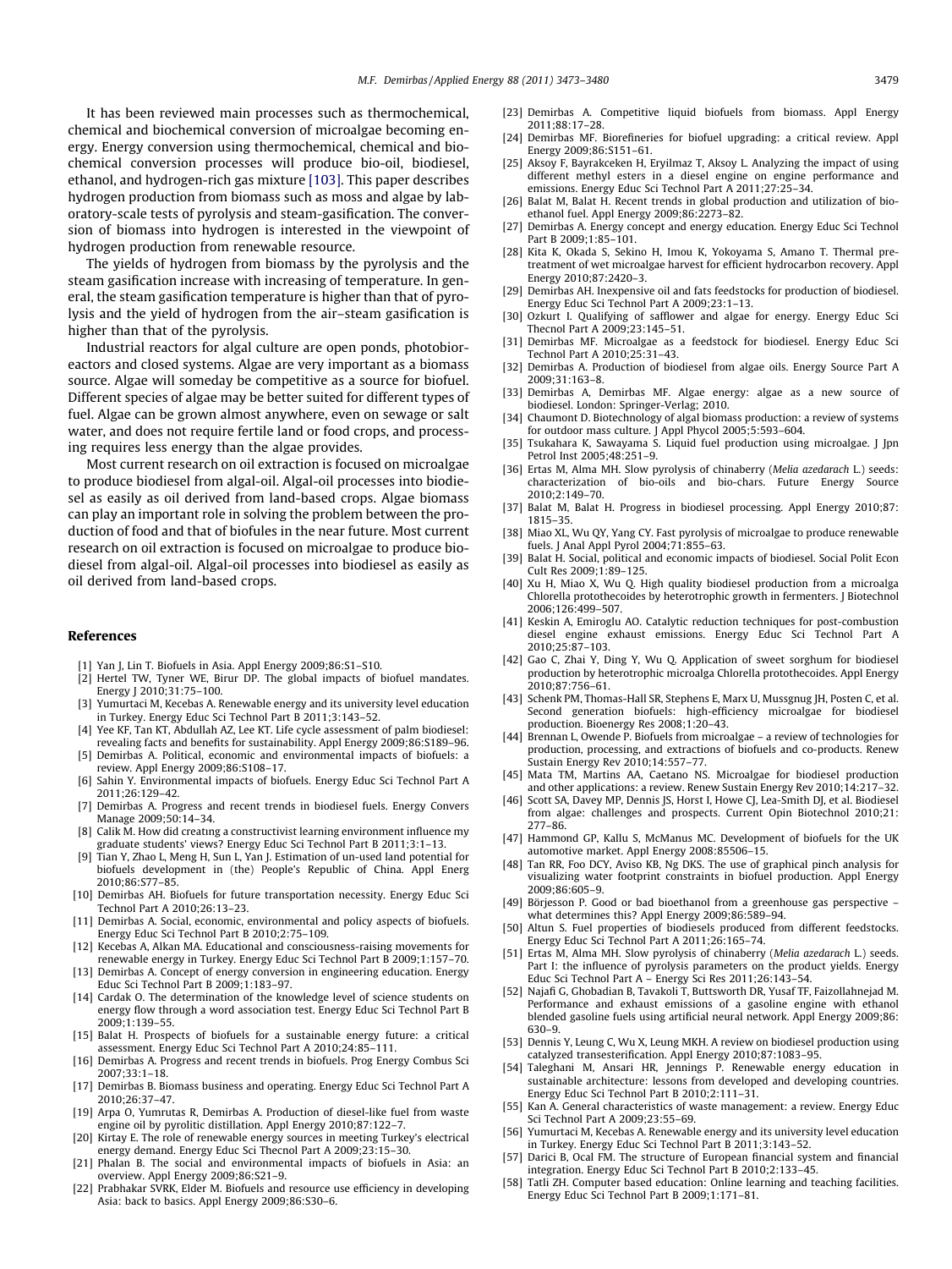It has been reviewed main processes such as thermochemical, chemical and biochemical conversion of microalgae becoming energy. Energy conversion using thermochemical, chemical and biochemical conversion processes will produce bio-oil, biodiesel, ethanol, and hydrogen-rich gas mixture [103]. This paper describes hydrogen production from biomass such as moss and algae by laboratory-scale tests of pyrolysis and steam-gasification. The conversion of biomass into hydrogen is interested in the viewpoint of hydrogen production from renewable resource.

The yields of hydrogen from biomass by the pyrolysis and the steam gasification increase with increasing of temperature. In general, the steam gasification temperature is higher than that of pyrolysis and the yield of hydrogen from the air–steam gasification is higher than that of the pyrolysis.

Industrial reactors for algal culture are open ponds, photobioreactors and closed systems. Algae are very important as a biomass source. Algae will someday be competitive as a source for biofuel. Different species of algae may be better suited for different types of fuel. Algae can be grown almost anywhere, even on sewage or salt water, and does not require fertile land or food crops, and processing requires less energy than the algae provides.

Most current research on oil extraction is focused on microalgae to produce biodiesel from algal-oil. Algal-oil processes into biodiesel as easily as oil derived from land-based crops. Algae biomass can play an important role in solving the problem between the production of food and that of biofules in the near future. Most current research on oil extraction is focused on microalgae to produce biodiesel from algal-oil. Algal-oil processes into biodiesel as easily as oil derived from land-based crops.

## References

[1] Yan J, Lin T. Biofuels in Asia. Appl Energy 2009;86:S1–S10.
[2] Hertel TW, Tyner WE, Birur DP. The global impacts of biofuel mandates. Energy J 2010;31:75–100.
[3] Yumurtaci M, Kecebas A. Renewable energy and its university level education in Turkey. Energy Educ Sci Technol Part B 2011;3:143–52.
[4] Yee KF, Tan KT, Abdullah AZ, Lee KT. Life cycle assessment of palm biodiesel: revealing facts and benefits for sustainability. Appl Energy 2009;86:S189–96.
[5] Demirbas A. Political, economic and environmental impacts of biofuels: a review. Appl Energy 2009;86:S108–17.
[6] Sahin Y. Environmental impacts of biofuels. Energy Educ Sci Technol Part A 2011;26:129–42.
[7] Demirbas A. Progress and recent trends in biodiesel fuels. Energy Convers Manage 2009;50:14–34.
[8] Calik M. How did creatıng a constructivist learning environment influence my graduate students' views? Energy Educ Sci Technol Part B 2011;3:1–13.
[9] Tian Y, Zhao L, Meng H, Sun L, Yan J. Estimation of un-used land potential for biofuels development in (the) People's Republic of China. Appl Energ 2010;86:S77–85.
[10] Demirbas AH. Biofuels for future transportation necessity. Energy Educ Sci Technol Part A 2010;26:13–23.
[11] Demirbas A. Social, economic, environmental and policy aspects of biofuels. Energy Educ Sci Technol Part B 2010;2:75–109.
[12] Kecebas A, Alkan MA. Educational and consciousness-raising movements for renewable energy in Turkey. Energy Educ Sci Technol Part B 2009;1:157–70.
[13] Demirbas A. Concept of energy conversion in engineering education. Energy Educ Sci Technol Part B 2009;1:183–97.
[14] Cardak O. The determination of the knowledge level of science students on energy flow through a word association test. Energy Educ Sci Technol Part B 2009;1:139–55.
[15] Balat H. Prospects of biofuels for a sustainable energy future: a critical assessment. Energy Educ Sci Technol Part A 2010;24:85–111.
[16] Demirbas A. Progress and recent trends in biofuels. Prog Energy Combus Sci 2007;33:1–18.
[17] Demirbas B. Biomass business and operating. Energy Educ Sci Technol Part A 2010;26:37–47.
[19] Arpa O, Yumrutas R, Demirbas A. Production of diesel-like fuel from waste engine oil by pyrolitic distillation. Appl Energy 2010;87:122–7.
[20] Kirtay E. The role of renewable energy sources in meeting Turkey's electrical energy demand. Energy Educ Sci Thecnol Part A 2009;23:15–30.
[21] Phalan B. The social and environmental impacts of biofuels in Asia: an overview. Appl Energy 2009;86:S21–9.
[22] Prabhakar SVRK, Elder M. Biofuels and resource use efficiency in developing Asia: back to basics. Appl Energy 2009;86:S30–6.
[23] Demirbas A. Competitive liquid biofuels from biomass. Appl Energy 2011;88:17–28.
[24] Demirbas MF. Biorefineries for biofuel upgrading: a critical review. Appl Energy 2009;86:S151–61.
[25] Aksoy F, Bayrakceken H, Eryilmaz T, Aksoy L. Analyzing the impact of using different methyl esters in a diesel engine on engine performance and emissions. Energy Educ Sci Technol Part A 2011;27:25–34.
[26] Balat M, Balat H. Recent trends in global production and utilization of bio-ethanol fuel. Appl Energy 2009;86:2273–82.
[27] Demirbas A. Energy concept and energy education. Energy Educ Sci Technol Part B 2009;1:85–101.
[28] Kita K, Okada S, Sekino H, Imou K, Yokoyama S, Amano T. Thermal pre-treatment of wet microalgae harvest for efficient hydrocarbon recovery. Appl Energy 2010;87:2420–3.
[29] Demirbas AH. Inexpensive oil and fats feedstocks for production of biodiesel. Energy Educ Sci Technol Part A 2009;23:1–13.
[30] Ozkurt I. Qualifying of safflower and algae for energy. Energy Educ Sci Thecnol Part A 2009;23:145–51.
[31] Demirbas MF. Microalgae as a feedstock for biodiesel. Energy Educ Sci Technol Part A 2010;25:31–43.
[32] Demirbas A. Production of biodiesel from algae oils. Energy Source Part A 2009;31:163–8.
[33] Demirbas A, Demirbas MF. Algae energy: algae as a new source of biodiesel. London: Springer-Verlag; 2010.
[34] Chaumont D. Biotechnology of algal biomass production: a review of systems for outdoor mass culture. J Appl Phycol 2005;5:593–604.
[35] Tsukahara K, Sawayama S. Liquid fuel production using microalgae. J Jpn Petrol Inst 2005;48:251–9.
[36] Ertas M, Alma MH. Slow pyrolysis of chinaberry (*Melia azedarach* L.) seeds: characterization of bio-oils and bio-chars. Future Energy Source 2010;2:149–70.
[37] Balat M, Balat H. Progress in biodiesel processing. Appl Energy 2010;87: 1815–35.
[38] Miao XL, Wu QY, Yang CY. Fast pyrolysis of microalgae to produce renewable fuels. J Anal Appl Pyrol 2004;71:855–63.
[39] Balat H. Social, political and economic impacts of biodiesel. Social Polit Econ Cult Res 2009;1:89–125.
[40] Xu H, Miao X, Wu Q. High quality biodiesel production from a microalga Chlorella protothecoides by heterotrophic growth in fermenters. J Biotechnol 2006;126:499–507.
[41] Keskin A, Emiroglu AO. Catalytic reduction techniques for post-combustion diesel engine exhaust emissions. Energy Educ Sci Technol Part A 2010;25:87–103.
[42] Gao C, Zhai Y, Ding Y, Wu Q. Application of sweet sorghum for biodiesel production by heterotrophic microalga Chlorella protothecoides. Appl Energy 2010;87:756–61.
[43] Schenk PM, Thomas-Hall SR, Stephens E, Marx U, Mussgnug JH, Posten C, et al. Second generation biofuels: high-efficiency microalgae for biodiesel production. Bioenergy Res 2008;1:20–43.
[44] Brennan L, Owende P. Biofuels from microalgae – a review of technologies for production, processing, and extractions of biofuels and co-products. Renew Sustain Energy Rev 2010;14:557–77.
[45] Mata TM, Martins AA, Caetano NS. Microalgae for biodiesel production and other applications: a review. Renew Sustain Energy Rev 2010;14:217–32.
[46] Scott SA, Davey MP, Dennis JS, Horst I, Howe CJ, Lea-Smith DJ, et al. Biodiesel from algae: challenges and prospects. Current Opin Biotechnol 2010;21: 277–86.
[47] Hammond GP, Kallu S, McManus MC. Development of biofuels for the UK automotive market. Appl Energy 2008:85506–15.
[48] Tan RR, Foo DCY, Aviso KB, Ng DKS. The use of graphical pinch analysis for visualizing water footprint constraints in biofuel production. Appl Energy 2009;86:605–9.
[49] Börjesson P. Good or bad bioethanol from a greenhouse gas perspective – what determines this? Appl Energy 2009;86:589–94.
[50] Altun S. Fuel properties of biodiesels produced from different feedstocks. Energy Educ Sci Technol Part A 2011;26:165–74.
[51] Ertas M, Alma MH. Slow pyrolysis of chinaberry (*Melia azedarach* L.) seeds. Part I: the influence of pyrolysis parameters on the product yields. Energy Educ Sci Technol Part A – Energy Sci Res 2011;26:143–54.
[52] Najafi G, Ghobadian B, Tavakoli T, Buttsworth DR, Yusaf TF, Faizollahnejad M. Performance and exhaust emissions of a gasoline engine with ethanol blended gasoline fuels using artificial neural network. Appl Energy 2009;86: 630–9.
[53] Dennis Y, Leung C, Wu X, Leung MKH. A review on biodiesel production using catalyzed transesterification. Appl Energy 2010;87:1083–95.
[54] Taleghani M, Ansari HR, Jennings P. Renewable energy education in sustainable architecture: lessons from developed and developing countries. Energy Educ Sci Technol Part B 2010;2:111–31.
[55] Kan A. General characteristics of waste management: a review. Energy Educ Sci Technol Part A 2009;23:55–69.
[56] Yumurtaci M, Kecebas A. Renewable energy and its university level education in Turkey. Energy Educ Sci Technol Part B 2011;3:143–52.
[57] Darici B, Ocal FM. The structure of European financial system and financial integration. Energy Educ Sci Technol Part B 2010;2:133–45.
[58] Tatli ZH. Computer based education: Online learning and teaching facilities. Energy Educ Sci Technol Part B 2009;1:171–81.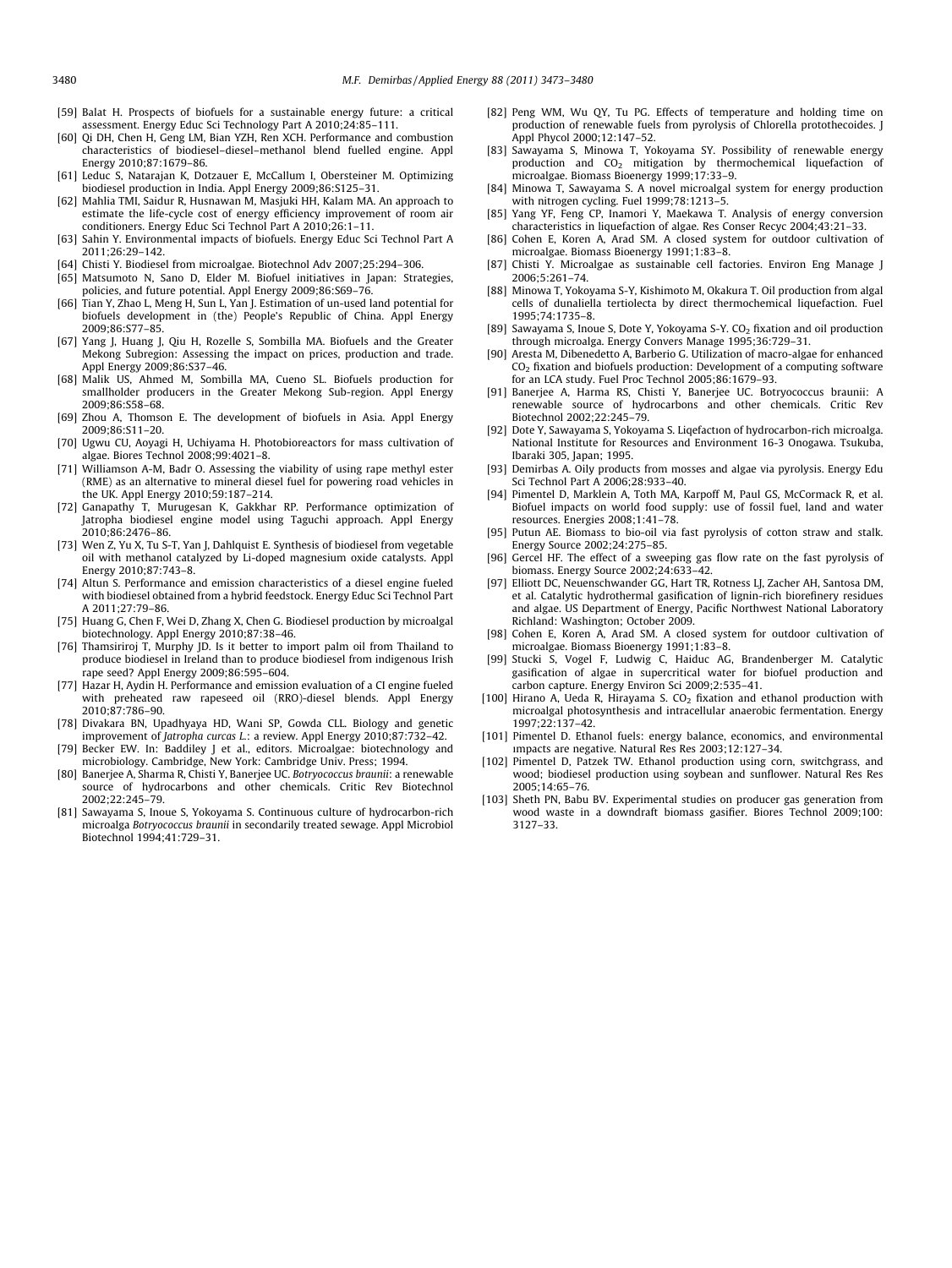[59] Balat H. Prospects of biofuels for a sustainable energy future: a critical assessment. Energy Educ Sci Technology Part A 2010;24:85–111.

[60] Qi DH, Chen H, Geng LM, Bian YZH, Ren XCH. Performance and combustion characteristics of biodiesel–diesel–methanol blend fuelled engine. Appl Energy 2010;87:1679–86.

[61] Leduc S, Natarajan K, Dotzauer E, McCallum I, Obersteiner M. Optimizing biodiesel production in India. Appl Energy 2009;86:S125–31.

[62] Mahlia TMI, Saidur R, Husnawan M, Masjuki HH, Kalam MA. An approach to estimate the life-cycle cost of energy efficiency improvement of room air conditioners. Energy Educ Sci Technol Part A 2010;26:1–11.

[63] Sahin Y. Environmental impacts of biofuels. Energy Educ Sci Technol Part A 2011;26:29–142.

[64] Chisti Y. Biodiesel from microalgae. Biotechnol Adv 2007;25:294–306.

[65] Matsumoto N, Sano D, Elder M. Biofuel initiatives in Japan: Strategies, policies, and future potential. Appl Energy 2009;86:S69–76.

[66] Tian Y, Zhao L, Meng H, Sun L, Yan J. Estimation of un-used land potential for biofuels development in (the) People's Republic of China. Appl Energy 2009;86:S77–85.

[67] Yang J, Huang J, Qiu H, Rozelle S, Sombilla MA. Biofuels and the Greater Mekong Subregion: Assessing the impact on prices, production and trade. Appl Energy 2009;86:S37–46.

[68] Malik US, Ahmed M, Sombilla MA, Cueno SL. Biofuels production for smallholder producers in the Greater Mekong Sub-region. Appl Energy 2009;86:S58–68.

[69] Zhou A, Thomson E. The development of biofuels in Asia. Appl Energy 2009;86:S11–20.

[70] Ugwu CU, Aoyagi H, Uchiyama H. Photobioreactors for mass cultivation of algae. Biores Technol 2008;99:4021–8.

[71] Williamson A-M, Badr O. Assessing the viability of using rape methyl ester (RME) as an alternative to mineral diesel fuel for powering road vehicles in the UK. Appl Energy 2010;59:187–214.

[72] Ganapathy T, Murugesan K, Gakkhar RP. Performance optimization of Jatropha biodiesel engine model using Taguchi approach. Appl Energy 2010;86:2476–86.

[73] Wen Z, Yu X, Tu S-T, Yan J, Dahlquist E. Synthesis of biodiesel from vegetable oil with methanol catalyzed by Li-doped magnesium oxide catalysts. Appl Energy 2010;87:743–8.

[74] Altun S. Performance and emission characteristics of a diesel engine fueled with biodiesel obtained from a hybrid feedstock. Energy Educ Sci Technol Part A 2011;27:79–86.

[75] Huang G, Chen F, Wei D, Zhang X, Chen G. Biodiesel production by microalgal biotechnology. Appl Energy 2010;87:38–46.

[76] Thamsiriroj T, Murphy JD. Is it better to import palm oil from Thailand to produce biodiesel in Ireland than to produce biodiesel from indigenous Irish rape seed? Appl Energy 2009;86:595–604.

[77] Hazar H, Aydin H. Performance and emission evaluation of a CI engine fueled with preheated raw rapeseed oil (RRO)-diesel blends. Appl Energy 2010;87:786–90.

[78] Divakara BN, Upadhyaya HD, Wani SP, Gowda CLL. Biology and genetic improvement of *Jatropha curcas L.*: a review. Appl Energy 2010;87:732–42.

[79] Becker EW. In: Baddiley J et al., editors. Microalgae: biotechnology and microbiology. Cambridge, New York: Cambridge Univ. Press; 1994.

[80] Banerjee A, Sharma R, Chisti Y, Banerjee UC. *Botryococcus braunii*: a renewable source of hydrocarbons and other chemicals. Critic Rev Biotechnol 2002;22:245–79.

[81] Sawayama S, Inoue S, Yokoyama S. Continuous culture of hydrocarbon-rich microalga *Botryococcus braunii* in secondarily treated sewage. Appl Microbiol Biotechnol 1994;41:729–31.

[82] Peng WM, Wu QY, Tu PG. Effects of temperature and holding time on production of renewable fuels from pyrolysis of Chlorella protothecoides. J Appl Phycol 2000;12:147–52.

[83] Sawayama S, Minowa T, Yokoyama SY. Possibility of renewable energy production and $CO_2$ mitigation by thermochemical liquefaction of microalgae. Biomass Bioenergy 1999;17:33–9.

[84] Minowa T, Sawayama S. A novel microalgal system for energy production with nitrogen cycling. Fuel 1999;78:1213–5.

[85] Yang YF, Feng CP, Inamori Y, Maekawa T. Analysis of energy conversion characteristics in liquefaction of algae. Res Conser Recyc 2004;43:21–33.

[86] Cohen E, Koren A, Arad SM. A closed system for outdoor cultivation of microalgae. Biomass Bioenergy 1991;1:83–8.

[87] Chisti Y. Microalgae as sustainable cell factories. Environ Eng Manage J 2006;5:261–74.

[88] Minowa T, Yokoyama S-Y, Kishimoto M, Okakura T. Oil production from algal cells of dunaliella tertiolecta by direct thermochemical liquefaction. Fuel 1995;74:1735–8.

[89] Sawayama S, Inoue S, Dote Y, Yokoyama S-Y. $CO_2$ fixation and oil production through microalga. Energy Convers Manage 1995;36:729–31.

[90] Aresta M, Dibenedetto A, Barberio G. Utilization of macro-algae for enhanced $CO_2$ fixation and biofuels production: Development of a computing software for an LCA study. Fuel Proc Technol 2005;86:1679–93.

[91] Banerjee A, Harma RS, Chisti Y, Banerjee UC. Botryococcus braunii: A renewable source of hydrocarbons and other chemicals. Critic Rev Biotechnol 2002;22:245–79.

[92] Dote Y, Sawayama S, Yokoyama S. Liqefactıon of hydrocarbon-rich microalga. National Institute for Resources and Environment 16-3 Onogawa. Tsukuba, Ibaraki 305, Japan; 1995.

[93] Demirbas A. Oily products from mosses and algae via pyrolysis. Energy Edu Sci Technol Part A 2006;28:933–40.

[94] Pimentel D, Marklein A, Toth MA, Karpoff M, Paul GS, McCormack R, et al. Biofuel impacts on world food supply: use of fossil fuel, land and water resources. Energies 2008;1:41–78.

[95] Putun AE. Biomass to bio-oil via fast pyrolysis of cotton straw and stalk. Energy Source 2002;24:275–85.

[96] Gercel HF. The effect of a sweeping gas flow rate on the fast pyrolysis of biomass. Energy Source 2002;24:633–42.

[97] Elliott DC, Neuenschwander GG, Hart TR, Rotness LJ, Zacher AH, Santosa DM, et al. Catalytic hydrothermal gasification of lignin-rich biorefinery residues and algae. US Department of Energy, Pacific Northwest National Laboratory Richland: Washington; October 2009.

[98] Cohen E, Koren A, Arad SM. A closed system for outdoor cultivation of microalgae. Biomass Bioenergy 1991;1:83–8.

[99] Stucki S, Vogel F, Ludwig C, Haiduc AG, Brandenberger M. Catalytic gasification of algae in supercritical water for biofuel production and carbon capture. Energy Environ Sci 2009;2:535–41.

[100] Hirano A, Ueda R, Hirayama S. $CO_2$ fixation and ethanol production with microalgal photosynthesis and intracellular anaerobic fermentation. Energy 1997;22:137–42.

[101] Pimentel D. Ethanol fuels: energy balance, economics, and environmental ımpacts are negative. Natural Res Res 2003;12:127–34.

[102] Pimentel D, Patzek TW. Ethanol production using corn, switchgrass, and wood; biodiesel production using soybean and sunflower. Natural Res Res 2005;14:65–76.

[103] Sheth PN, Babu BV. Experimental studies on producer gas generation from wood waste in a downdraft biomass gasifier. Biores Technol 2009;100: 3127–33.